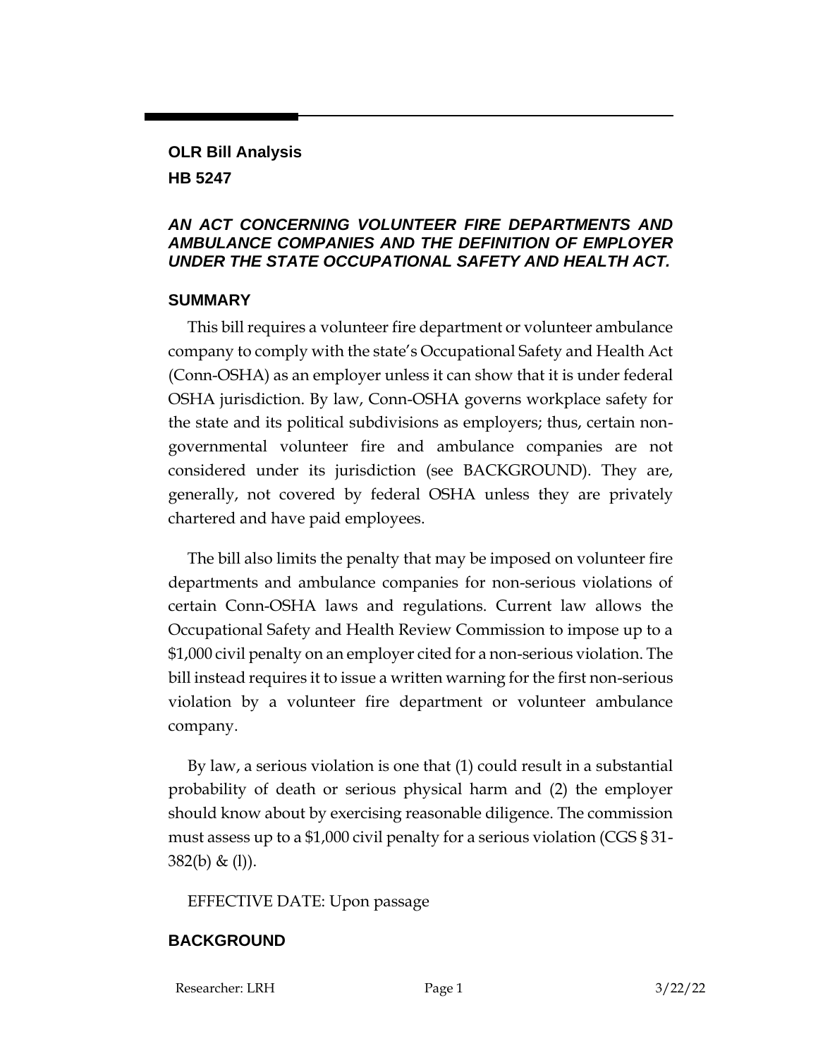**OLR Bill Analysis**
**HB 5247**

### *AN ACT CONCERNING VOLUNTEER FIRE DEPARTMENTS AND AMBULANCE COMPANIES AND THE DEFINITION OF EMPLOYER UNDER THE STATE OCCUPATIONAL SAFETY AND HEALTH ACT.*

## SUMMARY

This bill requires a volunteer fire department or volunteer ambulance company to comply with the state's Occupational Safety and Health Act (Conn-OSHA) as an employer unless it can show that it is under federal OSHA jurisdiction. By law, Conn-OSHA governs workplace safety for the state and its political subdivisions as employers; thus, certain non-governmental volunteer fire and ambulance companies are not considered under its jurisdiction (see BACKGROUND). They are, generally, not covered by federal OSHA unless they are privately chartered and have paid employees.

The bill also limits the penalty that may be imposed on volunteer fire departments and ambulance companies for non-serious violations of certain Conn-OSHA laws and regulations. Current law allows the Occupational Safety and Health Review Commission to impose up to a $1,000 civil penalty on an employer cited for a non-serious violation. The bill instead requires it to issue a written warning for the first non-serious violation by a volunteer fire department or volunteer ambulance company.

By law, a serious violation is one that (1) could result in a substantial probability of death or serious physical harm and (2) the employer should know about by exercising reasonable diligence. The commission must assess up to a $1,000 civil penalty for a serious violation (CGS § 31-382(b) & (l)).

EFFECTIVE DATE: Upon passage

## BACKGROUND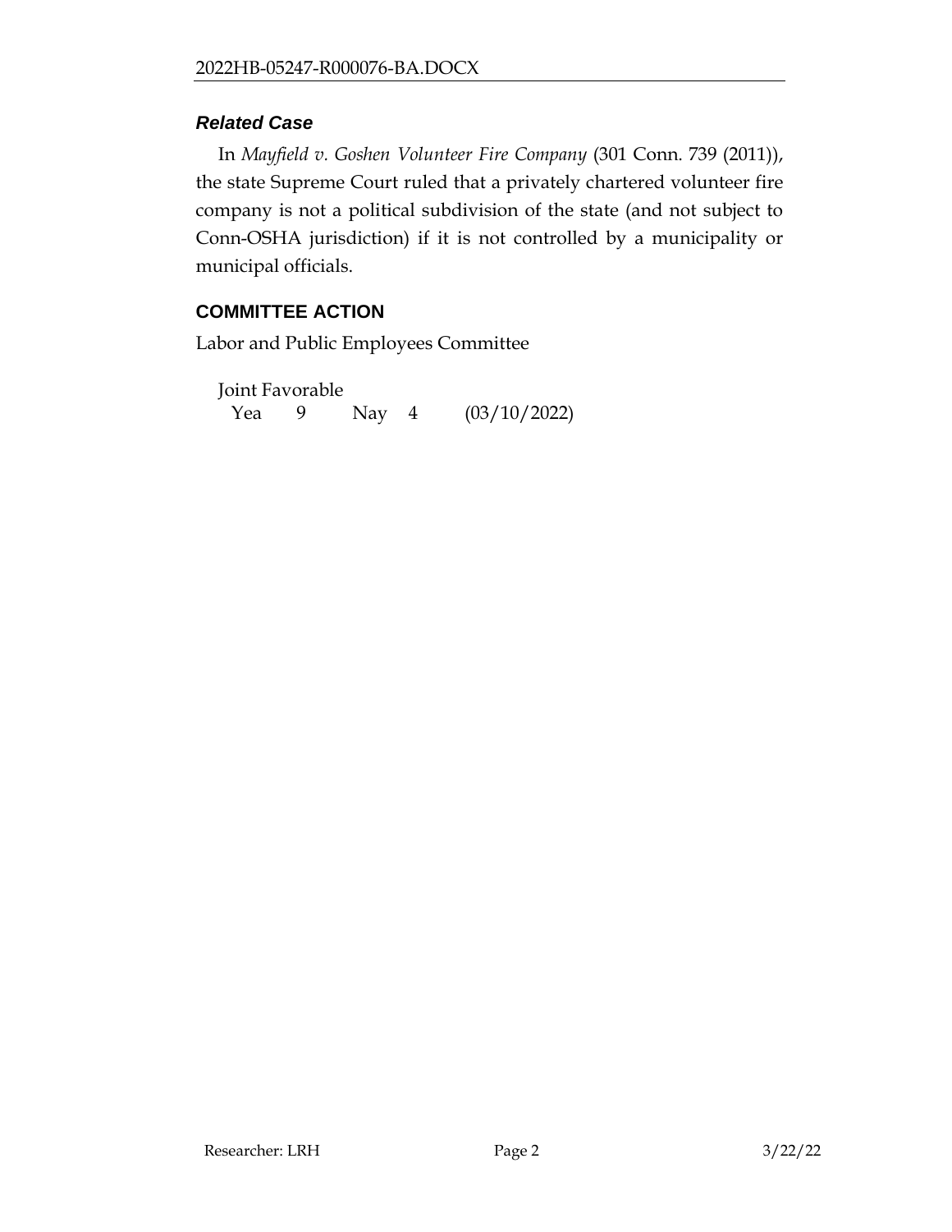### *Related Case*

In *Mayfield v. Goshen Volunteer Fire Company* (301 Conn. 739 (2011)), the state Supreme Court ruled that a privately chartered volunteer fire company is not a political subdivision of the state (and not subject to Conn-OSHA jurisdiction) if it is not controlled by a municipality or municipal officials.

## COMMITTEE ACTION

Labor and Public Employees Committee

Joint Favorable
Yea 9 Nay 4 (03/10/2022)